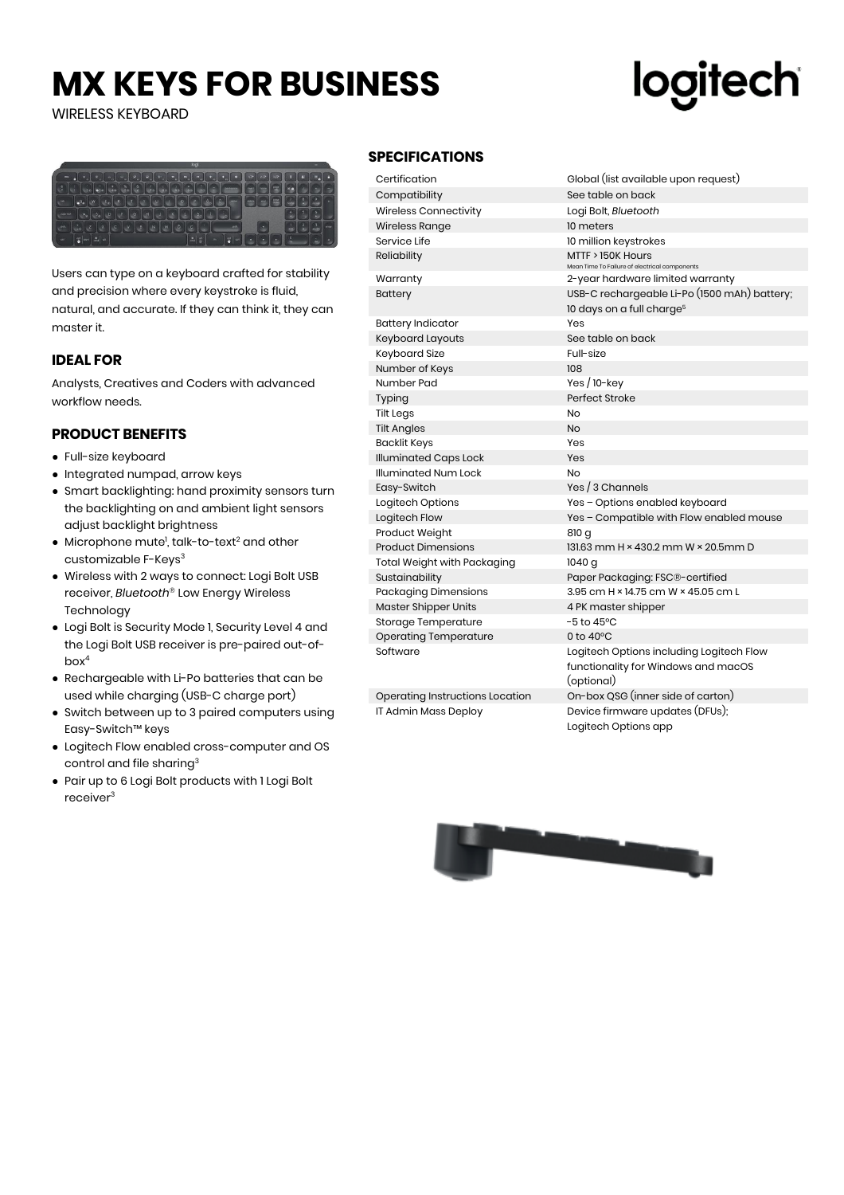# MX KEYS FOR BUSINESS

WIRELESS KEYBOARD

Users can type on a keyboard crafted for stability and precision where every keystroke is fluid, natural, and accurate. If they can think it, they can master it.

## IDEAL FOR

Analysts, Creatives and Coders with advanced workflow needs.

## PRODUCT BENEFITS

- Full-size keyboard
- Integrated numpad, arrow keys
- Smart backlighting: hand proximity sensors turn the backlighting on and ambient light sensors adjust backlight brightness
- Microphone mute[1], talk-to-text[2] and other customizable F-Keys[3]
- Wireless with 2 ways to connect: Logi Bolt USB receiver, *Bluetooth*® Low Energy Wireless Technology
- Logi Bolt is Security Mode 1, Security Level 4 and the Logi Bolt USB receiver is pre-paired out-of-box[4]
- Rechargeable with Li-Po batteries that can be used while charging (USB-C charge port)
- Switch between up to 3 paired computers using Easy-Switch™ keys
- Logitech Flow enabled cross-computer and OS control and file sharing[3]
- Pair up to 6 Logi Bolt products with 1 Logi Bolt receiver[3]

## SPECIFICATIONS

| | |
|---|---|
| Certification | Global (list available upon request) |
| Compatibility | See table on back |
| Wireless Connectivity | Logi Bolt, *Bluetooth* |
| Wireless Range | 10 meters |
| Service Life | 10 million keystrokes |
| Reliability | MTTF > 150K Hours<br>Mean Time To Failure of electrical components |
| Warranty | 2-year hardware limited warranty |
| Battery | USB-C rechargeable Li-Po (1500 mAh) battery; 10 days on a full charge[5] |
| Battery Indicator | Yes |
| Keyboard Layouts | See table on back |
| Keyboard Size | Full-size |
| Number of Keys | 108 |
| Number Pad | Yes / 10-key |
| Typing | Perfect Stroke |
| Tilt Legs | No |
| Tilt Angles | No |
| Backlit Keys | Yes |
| Illuminated Caps Lock | Yes |
| Illuminated Num Lock | No |
| Easy-Switch | Yes / 3 Channels |
| Logitech Options | Yes – Options enabled keyboard |
| Logitech Flow | Yes – Compatible with Flow enabled mouse |
| Product Weight | 810 g |
| Product Dimensions | 131.63 mm H × 430.2 mm W × 20.5mm D |
| Total Weight with Packaging | 1040 g |
| Sustainability | Paper Packaging: FSC®-certified |
| Packaging Dimensions | 3.95 cm H × 14.75 cm W × 45.05 cm L |
| Master Shipper Units | 4 PK master shipper |
| Storage Temperature | -5 to 45ºC |
| Operating Temperature | 0 to 40ºC |
| Software | Logitech Options including Logitech Flow functionality for Windows and macOS (optional) |
| Operating Instructions Location | On-box QSG (inner side of carton) |
| IT Admin Mass Deploy | Device firmware updates (DFUs); Logitech Options app |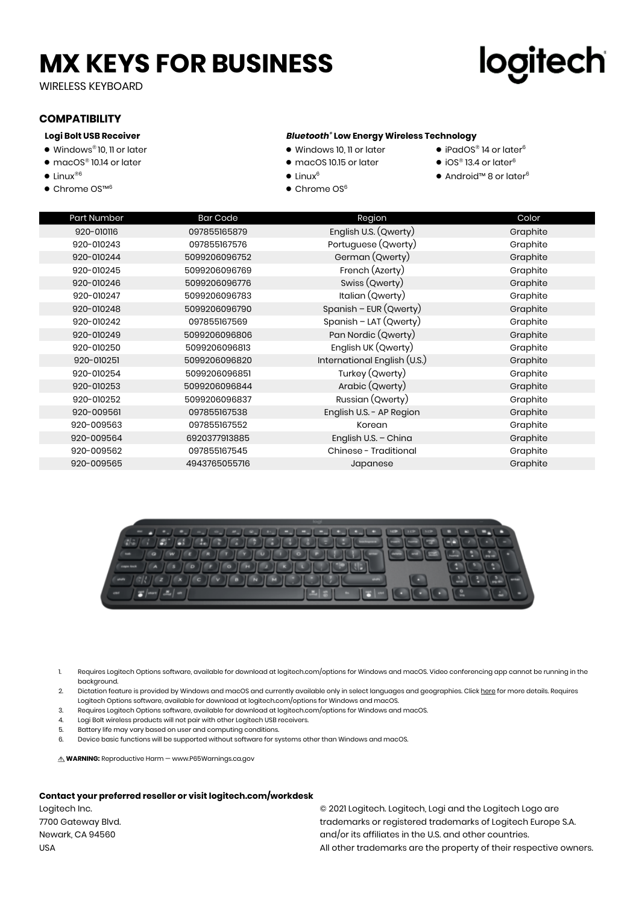# MX KEYS FOR BUSINESS

WIRELESS KEYBOARD

logitech

## COMPATIBILITY

**Logi Bolt USB Receiver**

- Windows® 10, 11 or later
- macOS® 10.14 or later
- Linux®[6]
- Chrome OS™[6]

***Bluetooth*® Low Energy Wireless Technology**

- Windows 10, 11 or later
- macOS 10.15 or later
- Linux[6]
- Chrome OS[6]
- iPadOS® 14 or later[6]
- iOS® 13.4 or later[6]
- Android™ 8 or later[6]

| Part Number | Bar Code | Region | Color |
|---|---|---|---|
| 920-010116 | 097855165879 | English U.S. (Qwerty) | Graphite |
| 920-010243 | 097855167576 | Portuguese (Qwerty) | Graphite |
| 920-010244 | 5099206096752 | German (Qwertz) | Graphite |
| 920-010245 | 5099206096769 | French (Azerty) | Graphite |
| 920-010246 | 5099206096776 | Swiss (Qwerty) | Graphite |
| 920-010247 | 5099206096783 | Italian (Qwerty) | Graphite |
| 920-010248 | 5099206096790 | Spanish – EUR (Qwerty) | Graphite |
| 920-010242 | 097855167569 | Spanish – LAT (Qwerty) | Graphite |
| 920-010249 | 5099206096806 | Pan Nordic (Qwerty) | Graphite |
| 920-010250 | 5099206096813 | English UK (Qwerty) | Graphite |
| 920-010251 | 5099206096820 | International English (U.S.) | Graphite |
| 920-010254 | 5099206096851 | Turkey (Qwerty) | Graphite |
| 920-010253 | 5099206096844 | Arabic (Qwerty) | Graphite |
| 920-010252 | 5099206096837 | Russian (Qwerty) | Graphite |
| 920-009561 | 097855167538 | English U.S. - AP Region | Graphite |
| 920-009563 | 097855167552 | Korean | Graphite |
| 920-009564 | 6920377913885 | English U.S. – China | Graphite |
| 920-009562 | 097855167545 | Chinese - Traditional | Graphite |
| 920-009565 | 4943765055716 | Japanese | Graphite |

1. Requires Logitech Options software, available for download at logitech.com/options for Windows and macOS. Video conferencing app cannot be running in the background.
2. Dictation feature is provided by Windows and macOS and currently available only in select languages and geographies. Click here for more details. Requires Logitech Options software, available for download at logitech.com/options for Windows and macOS.
3. Requires Logitech Options software, available for download at logitech.com/options for Windows and macOS.
4. Logi Bolt wireless products will not pair with other Logitech USB receivers.
5. Battery life may vary based on user and computing conditions.
6. Device basic functions will be supported without software for systems other than Windows and macOS.

⚠ **WARNING:** Reproductive Harm — www.P65Warnings.ca.gov

**Contact your preferred reseller or visit logitech.com/workdesk**

Logitech Inc.
7700 Gateway Blvd.
Newark, CA 94560
USA

© 2021 Logitech. Logitech, Logi and the Logitech Logo are trademarks or registered trademarks of Logitech Europe S.A. and/or its affiliates in the U.S. and other countries.
All other trademarks are the property of their respective owners.